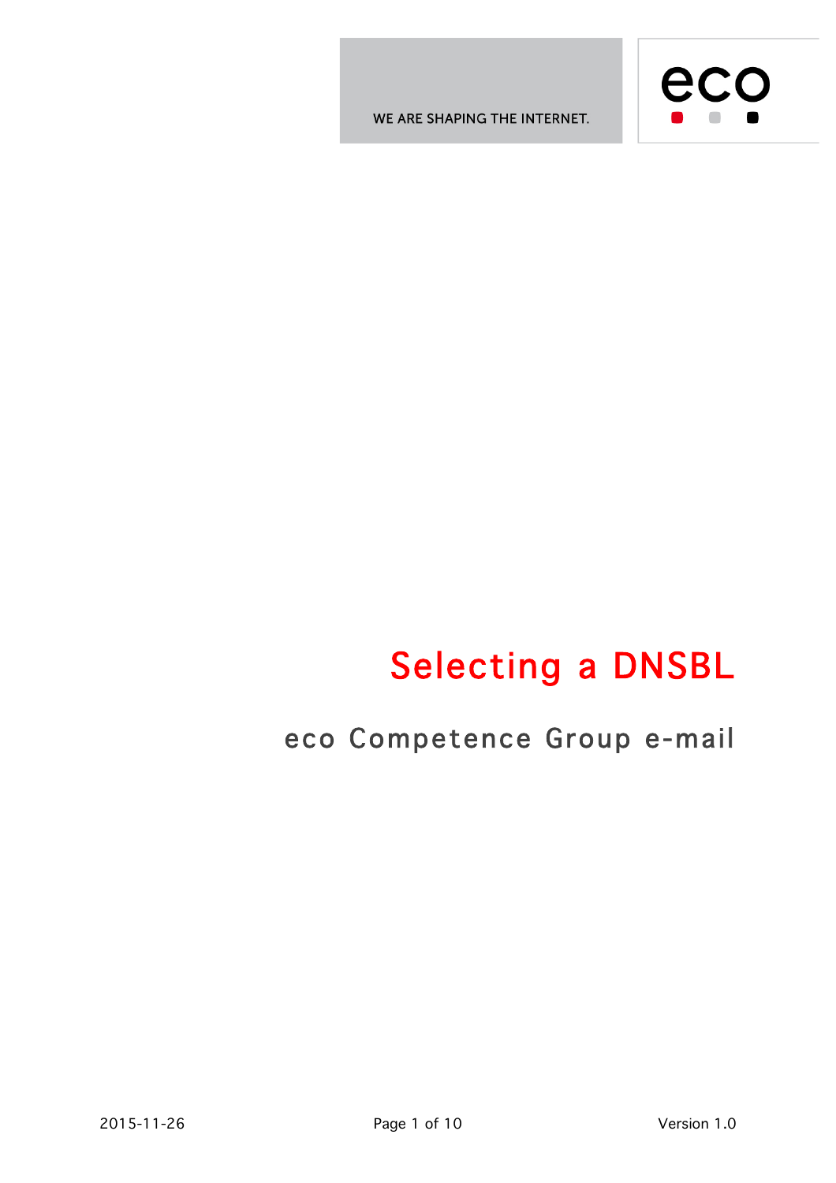WE ARE SHAPING THE INTERNET.

# Selecting a DNSBL

## eco Competence Group e-mail

2015-11-26

Version 1.0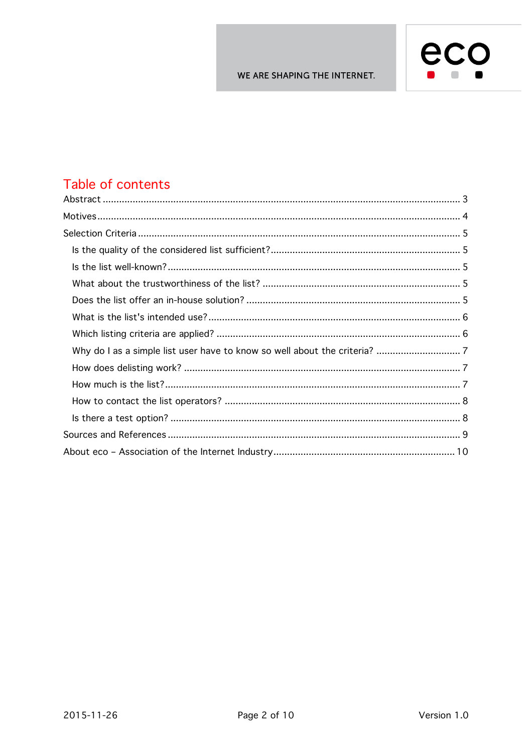## Table of contents

Abstract ..................................................................................................................... 3

Motives ....................................................................................................................... 4

Selection Criteria ....................................................................................................... 5

- Is the quality of the considered list sufficient? ..................................................... 5
- Is the list well-known? ........................................................................................... 5
- What about the trustworthiness of the list? ......................................................... 5
- Does the list offer an in-house solution? .............................................................. 5
- What is the list's intended use? ............................................................................ 6
- Which listing criteria are applied? ......................................................................... 6
- Why do I as a simple list user have to know so well about the criteria? .............. 7
- How does delisting work? ..................................................................................... 7
- How much is the list? ............................................................................................ 7
- How to contact the list operators? ....................................................................... 8
- Is there a test option? .......................................................................................... 8

Sources and References ............................................................................................ 9

About eco – Association of the Internet Industry .................................................... 10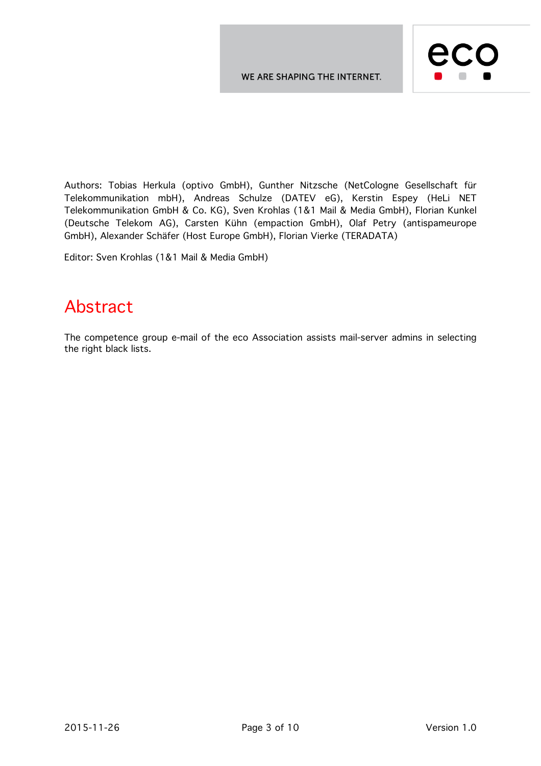Authors: Tobias Herkula (optivo GmbH), Gunther Nitzsche (NetCologne Gesellschaft für Telekommunikation mbH), Andreas Schulze (DATEV eG), Kerstin Espey (HeLi NET Telekommunikation GmbH & Co. KG), Sven Krohlas (1&1 Mail & Media GmbH), Florian Kunkel (Deutsche Telekom AG), Carsten Kühn (empaction GmbH), Olaf Petry (antispameurope GmbH), Alexander Schäfer (Host Europe GmbH), Florian Vierke (TERADATA)

Editor: Sven Krohlas (1&1 Mail & Media GmbH)

# Abstract

The competence group e-mail of the eco Association assists mail-server admins in selecting the right black lists.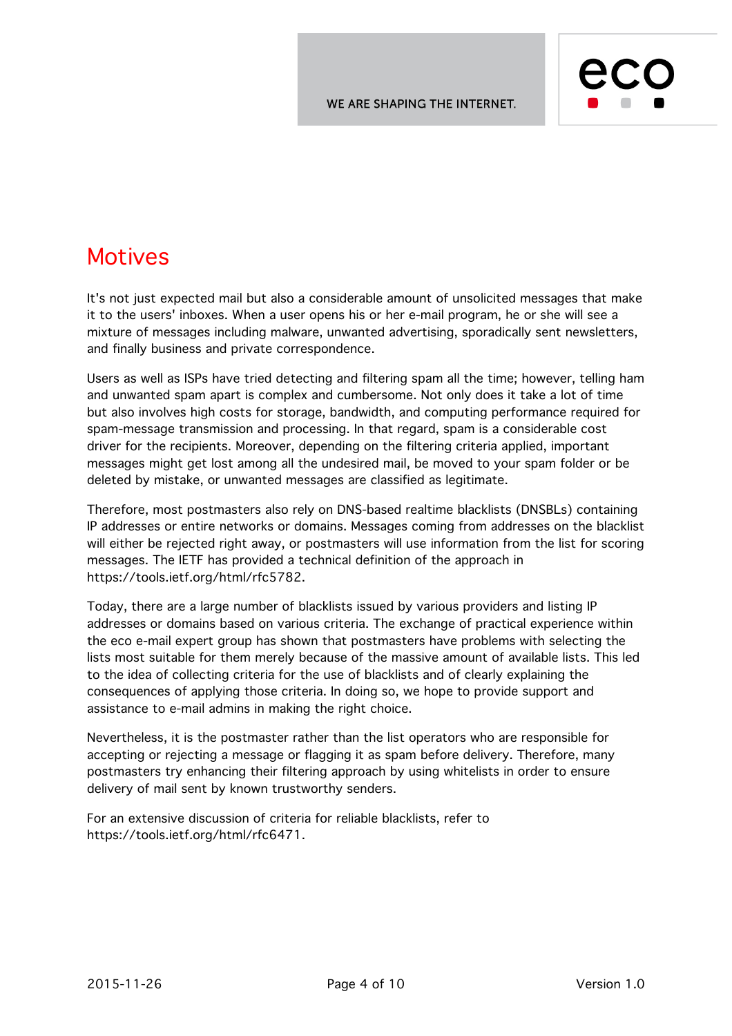# Motives

It's not just expected mail but also a considerable amount of unsolicited messages that make it to the users' inboxes. When a user opens his or her e-mail program, he or she will see a mixture of messages including malware, unwanted advertising, sporadically sent newsletters, and finally business and private correspondence.

Users as well as ISPs have tried detecting and filtering spam all the time; however, telling ham and unwanted spam apart is complex and cumbersome. Not only does it take a lot of time but also involves high costs for storage, bandwidth, and computing performance required for spam-message transmission and processing. In that regard, spam is a considerable cost driver for the recipients. Moreover, depending on the filtering criteria applied, important messages might get lost among all the undesired mail, be moved to your spam folder or be deleted by mistake, or unwanted messages are classified as legitimate.

Therefore, most postmasters also rely on DNS-based realtime blacklists (DNSBLs) containing IP addresses or entire networks or domains. Messages coming from addresses on the blacklist will either be rejected right away, or postmasters will use information from the list for scoring messages. The IETF has provided a technical definition of the approach in https://tools.ietf.org/html/rfc5782.

Today, there are a large number of blacklists issued by various providers and listing IP addresses or domains based on various criteria. The exchange of practical experience within the eco e-mail expert group has shown that postmasters have problems with selecting the lists most suitable for them merely because of the massive amount of available lists. This led to the idea of collecting criteria for the use of blacklists and of clearly explaining the consequences of applying those criteria. In doing so, we hope to provide support and assistance to e-mail admins in making the right choice.

Nevertheless, it is the postmaster rather than the list operators who are responsible for accepting or rejecting a message or flagging it as spam before delivery. Therefore, many postmasters try enhancing their filtering approach by using whitelists in order to ensure delivery of mail sent by known trustworthy senders.

For an extensive discussion of criteria for reliable blacklists, refer to https://tools.ietf.org/html/rfc6471.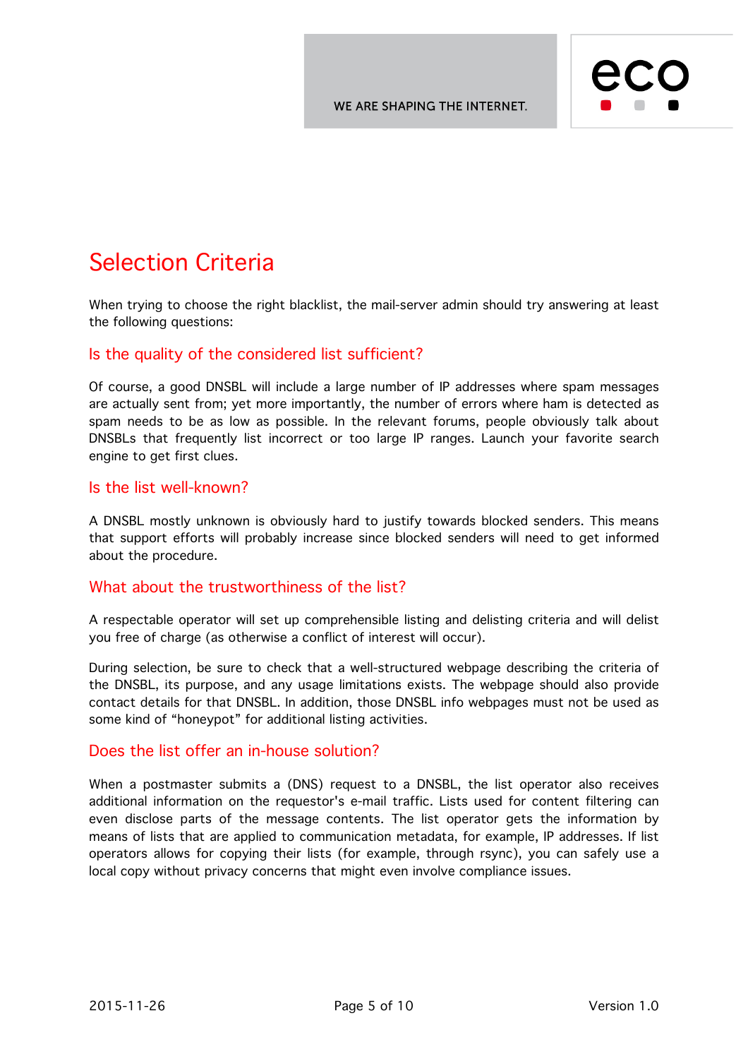# Selection Criteria

When trying to choose the right blacklist, the mail-server admin should try answering at least the following questions:

## Is the quality of the considered list sufficient?

Of course, a good DNSBL will include a large number of IP addresses where spam messages are actually sent from; yet more importantly, the number of errors where ham is detected as spam needs to be as low as possible. In the relevant forums, people obviously talk about DNSBLs that frequently list incorrect or too large IP ranges. Launch your favorite search engine to get first clues.

## Is the list well-known?

A DNSBL mostly unknown is obviously hard to justify towards blocked senders. This means that support efforts will probably increase since blocked senders will need to get informed about the procedure.

## What about the trustworthiness of the list?

A respectable operator will set up comprehensible listing and delisting criteria and will delist you free of charge (as otherwise a conflict of interest will occur).

During selection, be sure to check that a well-structured webpage describing the criteria of the DNSBL, its purpose, and any usage limitations exists. The webpage should also provide contact details for that DNSBL. In addition, those DNSBL info webpages must not be used as some kind of “honeypot” for additional listing activities.

## Does the list offer an in-house solution?

When a postmaster submits a (DNS) request to a DNSBL, the list operator also receives additional information on the requestor's e-mail traffic. Lists used for content filtering can even disclose parts of the message contents. The list operator gets the information by means of lists that are applied to communication metadata, for example, IP addresses. If list operators allows for copying their lists (for example, through rsync), you can safely use a local copy without privacy concerns that might even involve compliance issues.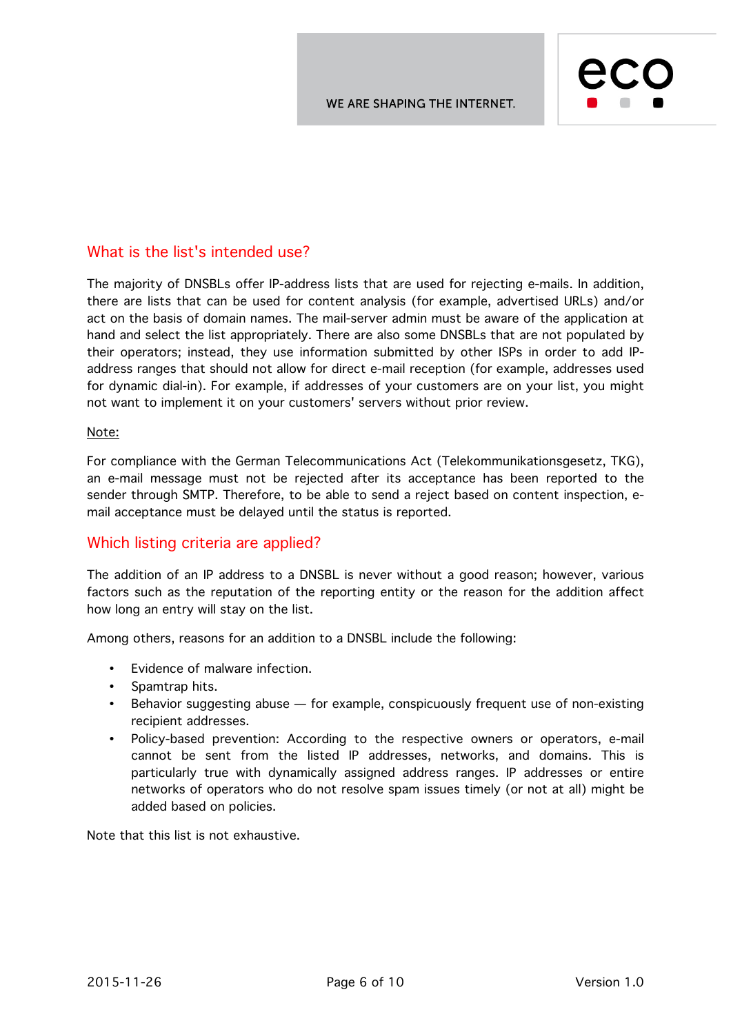## What is the list's intended use?

The majority of DNSBLs offer IP-address lists that are used for rejecting e-mails. In addition, there are lists that can be used for content analysis (for example, advertised URLs) and/or act on the basis of domain names. The mail-server admin must be aware of the application at hand and select the list appropriately. There are also some DNSBLs that are not populated by their operators; instead, they use information submitted by other ISPs in order to add IP-address ranges that should not allow for direct e-mail reception (for example, addresses used for dynamic dial-in). For example, if addresses of your customers are on your list, you might not want to implement it on your customers' servers without prior review.

Note:

For compliance with the German Telecommunications Act (Telekommunikationsgesetz, TKG), an e-mail message must not be rejected after its acceptance has been reported to the sender through SMTP. Therefore, to be able to send a reject based on content inspection, e-mail acceptance must be delayed until the status is reported.

## Which listing criteria are applied?

The addition of an IP address to a DNSBL is never without a good reason; however, various factors such as the reputation of the reporting entity or the reason for the addition affect how long an entry will stay on the list.

Among others, reasons for an addition to a DNSBL include the following:

- Evidence of malware infection.
- Spamtrap hits.
- Behavior suggesting abuse — for example, conspicuously frequent use of non-existing recipient addresses.
- Policy-based prevention: According to the respective owners or operators, e-mail cannot be sent from the listed IP addresses, networks, and domains. This is particularly true with dynamically assigned address ranges. IP addresses or entire networks of operators who do not resolve spam issues timely (or not at all) might be added based on policies.

Note that this list is not exhaustive.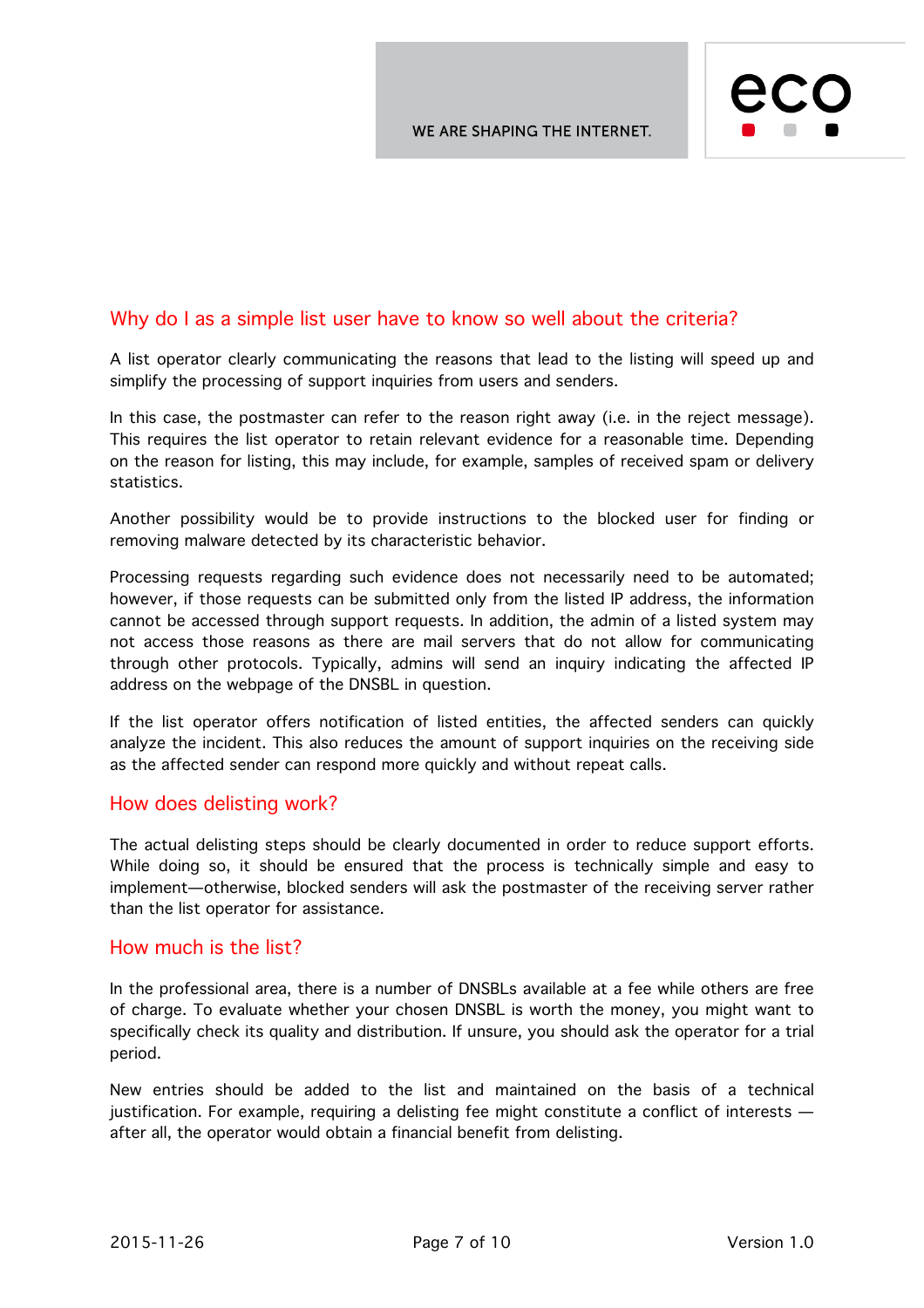## Why do I as a simple list user have to know so well about the criteria?

A list operator clearly communicating the reasons that lead to the listing will speed up and simplify the processing of support inquiries from users and senders.

In this case, the postmaster can refer to the reason right away (i.e. in the reject message). This requires the list operator to retain relevant evidence for a reasonable time. Depending on the reason for listing, this may include, for example, samples of received spam or delivery statistics.

Another possibility would be to provide instructions to the blocked user for finding or removing malware detected by its characteristic behavior.

Processing requests regarding such evidence does not necessarily need to be automated; however, if those requests can be submitted only from the listed IP address, the information cannot be accessed through support requests. In addition, the admin of a listed system may not access those reasons as there are mail servers that do not allow for communicating through other protocols. Typically, admins will send an inquiry indicating the affected IP address on the webpage of the DNSBL in question.

If the list operator offers notification of listed entities, the affected senders can quickly analyze the incident. This also reduces the amount of support inquiries on the receiving side as the affected sender can respond more quickly and without repeat calls.

## How does delisting work?

The actual delisting steps should be clearly documented in order to reduce support efforts. While doing so, it should be ensured that the process is technically simple and easy to implement—otherwise, blocked senders will ask the postmaster of the receiving server rather than the list operator for assistance.

## How much is the list?

In the professional area, there is a number of DNSBLs available at a fee while others are free of charge. To evaluate whether your chosen DNSBL is worth the money, you might want to specifically check its quality and distribution. If unsure, you should ask the operator for a trial period.

New entries should be added to the list and maintained on the basis of a technical justification. For example, requiring a delisting fee might constitute a conflict of interests — after all, the operator would obtain a financial benefit from delisting.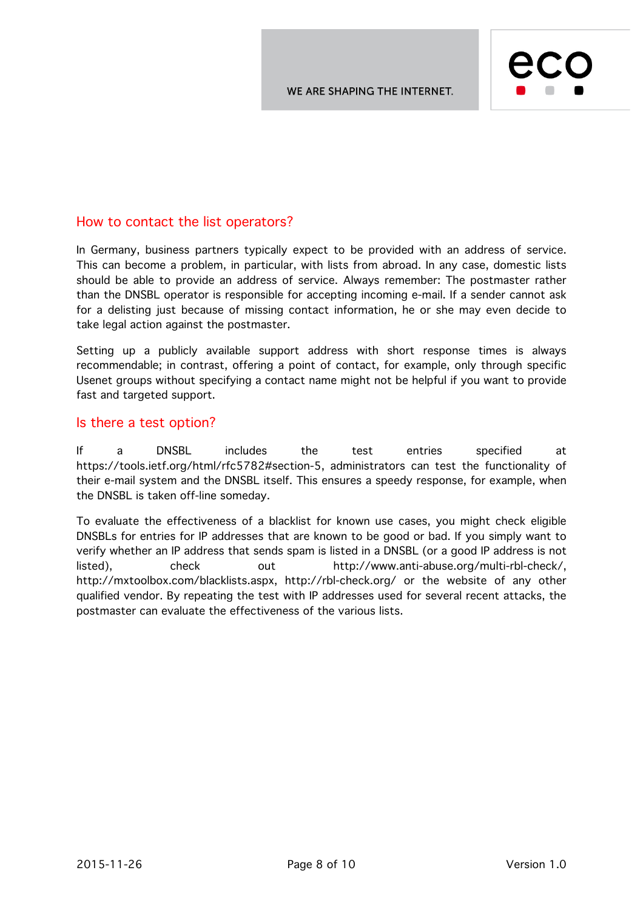## How to contact the list operators?

In Germany, business partners typically expect to be provided with an address of service. This can become a problem, in particular, with lists from abroad. In any case, domestic lists should be able to provide an address of service. Always remember: The postmaster rather than the DNSBL operator is responsible for accepting incoming e-mail. If a sender cannot ask for a delisting just because of missing contact information, he or she may even decide to take legal action against the postmaster.

Setting up a publicly available support address with short response times is always recommendable; in contrast, offering a point of contact, for example, only through specific Usenet groups without specifying a contact name might not be helpful if you want to provide fast and targeted support.

## Is there a test option?

If a DNSBL includes the test entries specified at https://tools.ietf.org/html/rfc5782#section-5, administrators can test the functionality of their e-mail system and the DNSBL itself. This ensures a speedy response, for example, when the DNSBL is taken off-line someday.

To evaluate the effectiveness of a blacklist for known use cases, you might check eligible DNSBLs for entries for IP addresses that are known to be good or bad. If you simply want to verify whether an IP address that sends spam is listed in a DNSBL (or a good IP address is not listed), check out http://www.anti-abuse.org/multi-rbl-check/, http://mxtoolbox.com/blacklists.aspx, http://rbl-check.org/ or the website of any other qualified vendor. By repeating the test with IP addresses used for several recent attacks, the postmaster can evaluate the effectiveness of the various lists.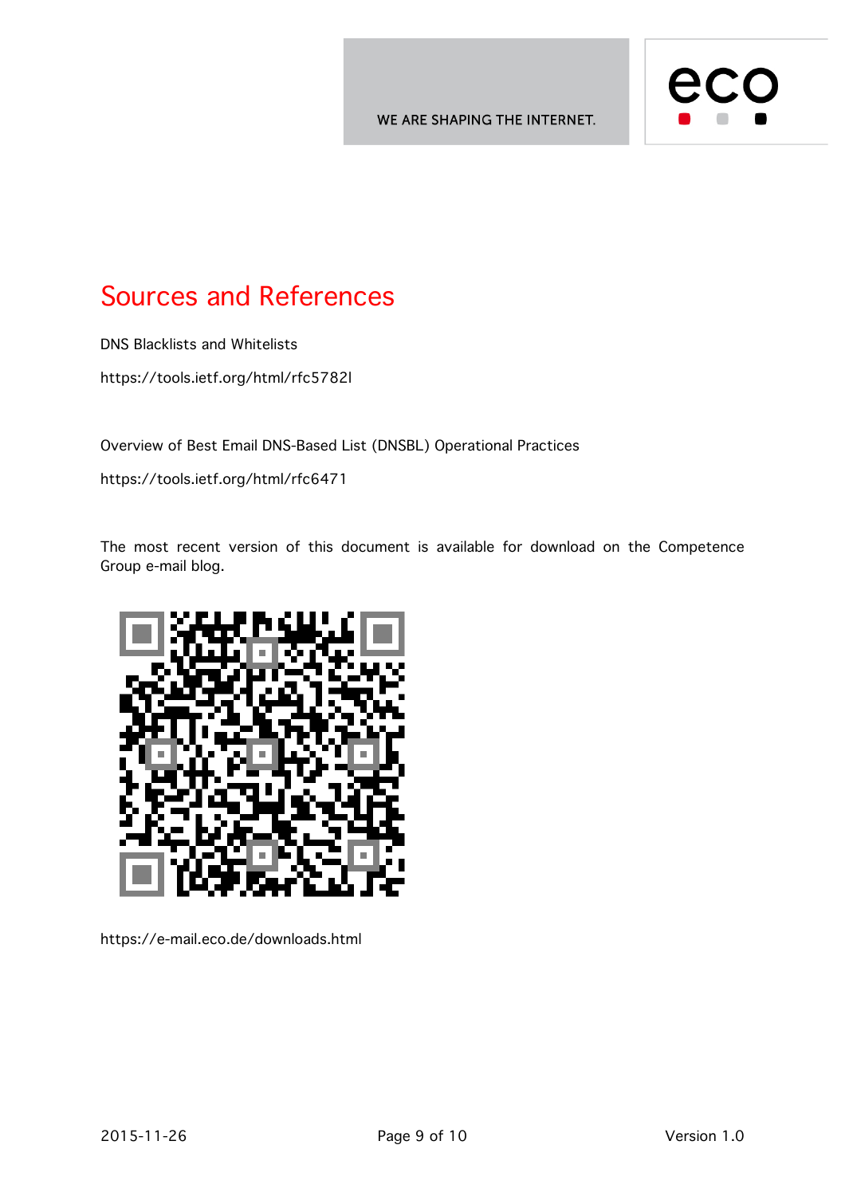# Sources and References

DNS Blacklists and Whitelists

https://tools.ietf.org/html/rfc5782l

Overview of Best Email DNS-Based List (DNSBL) Operational Practices

https://tools.ietf.org/html/rfc6471

The most recent version of this document is available for download on the Competence Group e-mail blog.

https://e-mail.eco.de/downloads.html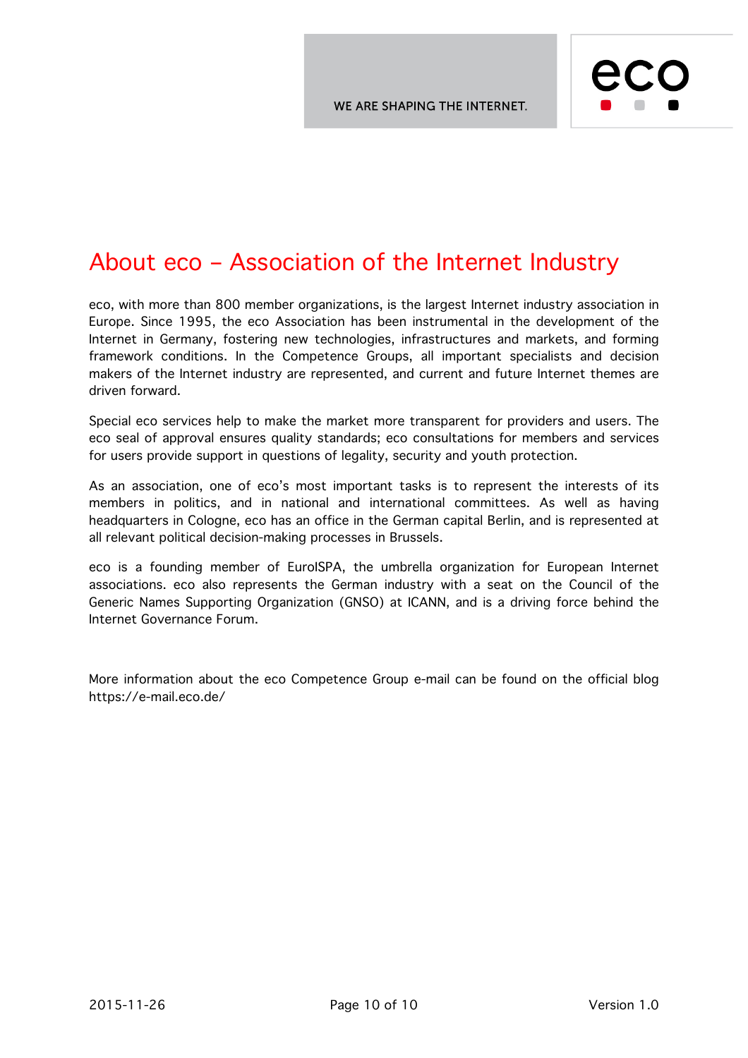# About eco – Association of the Internet Industry

eco, with more than 800 member organizations, is the largest Internet industry association in Europe. Since 1995, the eco Association has been instrumental in the development of the Internet in Germany, fostering new technologies, infrastructures and markets, and forming framework conditions. In the Competence Groups, all important specialists and decision makers of the Internet industry are represented, and current and future Internet themes are driven forward.

Special eco services help to make the market more transparent for providers and users. The eco seal of approval ensures quality standards; eco consultations for members and services for users provide support in questions of legality, security and youth protection.

As an association, one of eco's most important tasks is to represent the interests of its members in politics, and in national and international committees. As well as having headquarters in Cologne, eco has an office in the German capital Berlin, and is represented at all relevant political decision-making processes in Brussels.

eco is a founding member of EuroISPA, the umbrella organization for European Internet associations. eco also represents the German industry with a seat on the Council of the Generic Names Supporting Organization (GNSO) at ICANN, and is a driving force behind the Internet Governance Forum.

More information about the eco Competence Group e-mail can be found on the official blog https://e-mail.eco.de/